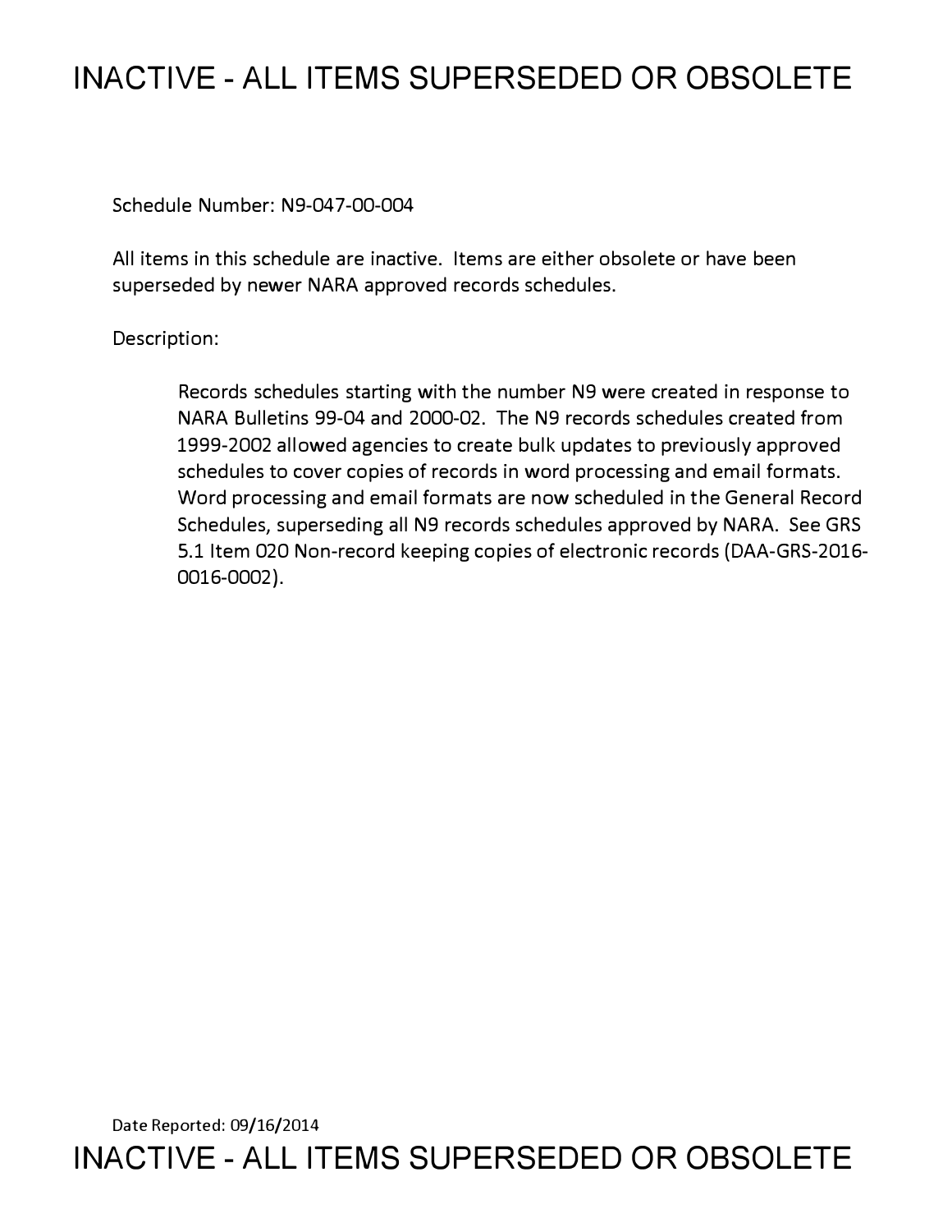# INACTIVE - ALL ITEMS SUPERSEDED OR OBSOLETE

Schedule Number: N9-047-00-004

All items in this schedule are inactive. Items are either obsolete or have been superseded by newer NARA approved records schedules.

Description:

> Records schedules starting with the number N9 were created in response to NARA Bulletins 99-04 and 2000-02. The N9 records schedules created from 1999-2002 allowed agencies to create bulk updates to previously approved schedules to cover copies of records in word processing and email formats. Word processing and email formats are now scheduled in the General Record Schedules, superseding all N9 records schedules approved by NARA. See GRS 5.1 Item 020 Non-record keeping copies of electronic records (DAA-GRS-2016-0016-0002).

Date Reported: 09/16/2014

# INACTIVE - ALL ITEMS SUPERSEDED OR OBSOLETE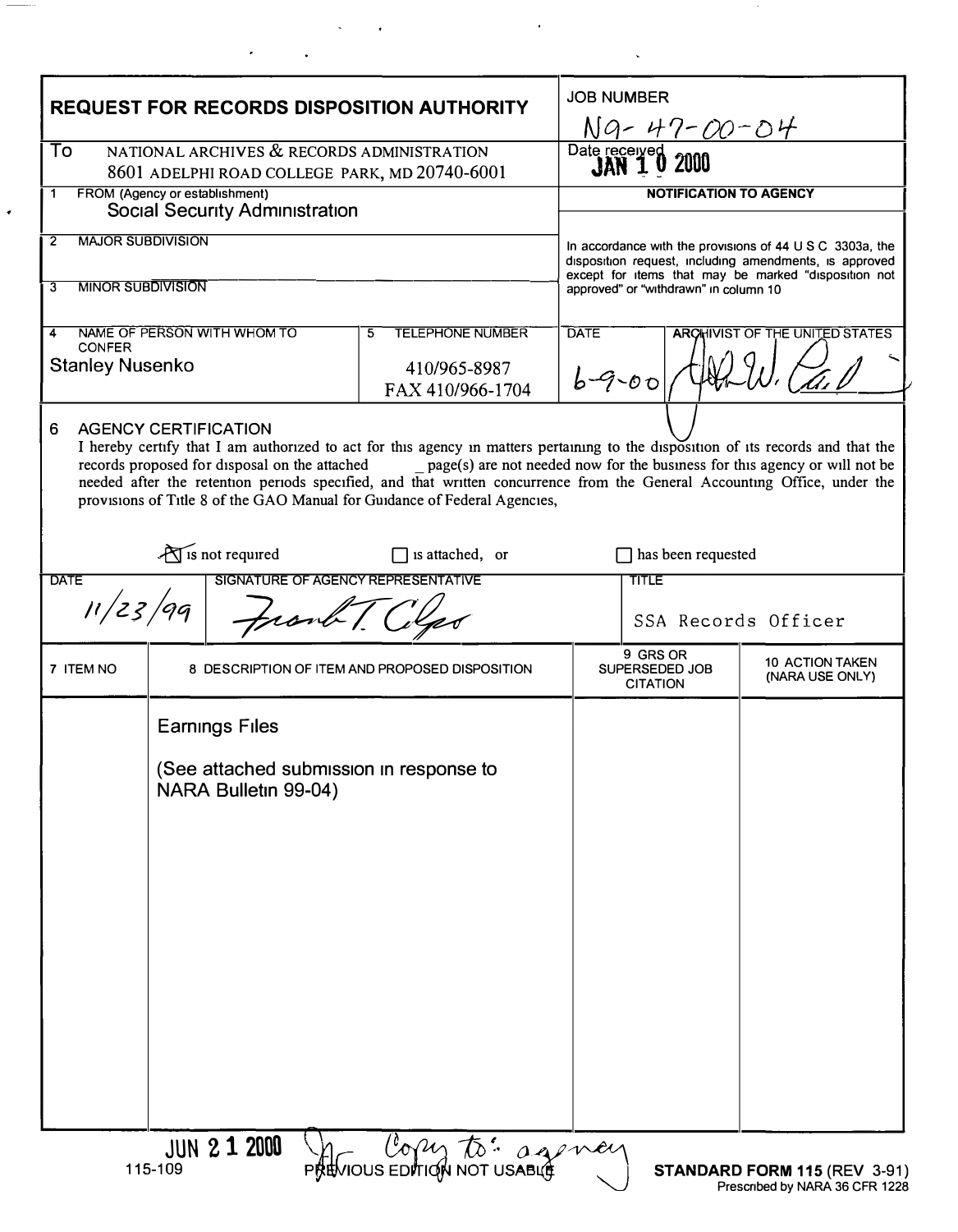# REQUEST FOR RECORDS DISPOSITION AUTHORITY

**JOB NUMBER** N9-47-00-04

**To** NATIONAL ARCHIVES & RECORDS ADMINISTRATION
8601 ADELPHI ROAD COLLEGE PARK, MD 20740-6001

**Date received** JAN 10 2000

**1 FROM (Agency or establishment)**
Social Security Administration

**2 MAJOR SUBDIVISION**

**3 MINOR SUBDIVISION**

**4 NAME OF PERSON WITH WHOM TO CONFER**
Stanley Nusenko

**5 TELEPHONE NUMBER**
410/965-8987
FAX 410/966-1704

**NOTIFICATION TO AGENCY**

In accordance with the provisions of 44 U S C 3303a, the disposition request, including amendments, is approved except for items that may be marked "disposition not approved" or "withdrawn" in column 10

**DATE** 6-9-00

**ARCHIVIST OF THE UNITED STATES** [signature]

**6 AGENCY CERTIFICATION**

I hereby certify that I am authorized to act for this agency in matters pertaining to the disposition of its records and that the records proposed for disposal on the attached ___ page(s) are not needed now for the business for this agency or will not be needed after the retention periods specified, and that written concurrence from the General Accounting Office, under the provisions of Title 8 of the GAO Manual for Guidance of Federal Agencies,

☒ is not required ☐ is attached, or ☐ has been requested

| DATE | SIGNATURE OF AGENCY REPRESENTATIVE | TITLE |
|---|---|---|
| 11/23/99 | Frank T. Clyes | SSA Records Officer |

| 7 ITEM NO | 8 DESCRIPTION OF ITEM AND PROPOSED DISPOSITION | 9 GRS OR SUPERSEDED JOB CITATION | 10 ACTION TAKEN (NARA USE ONLY) |
|---|---|---|---|
| | Earnings Files<br><br>(See attached submission in response to NARA Bulletin 99-04) | | |

JUN 21 2000 Copy to: agency

115-109 PREVIOUS EDITION NOT USABLE **STANDARD FORM 115** (REV 3-91)
Prescribed by NARA 36 CFR 1228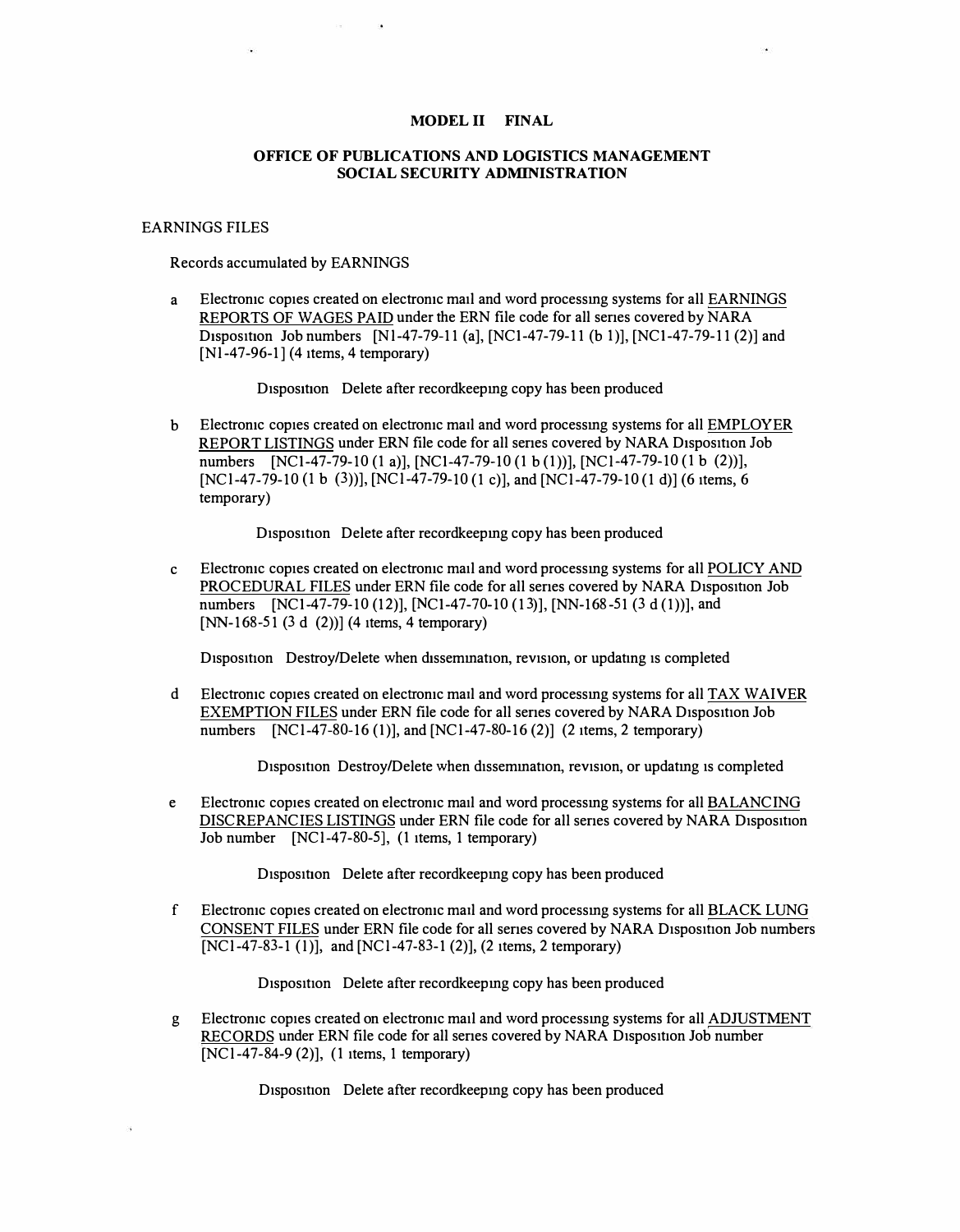**MODEL II FINAL**

**OFFICE OF PUBLICATIONS AND LOGISTICS MANAGEMENT**
**SOCIAL SECURITY ADMINISTRATION**

EARNINGS FILES

Records accumulated by EARNINGS

a Electronic copies created on electronic mail and word processing systems for all EARNINGS REPORTS OF WAGES PAID under the ERN file code for all series covered by NARA Disposition Job numbers [N1-47-79-11 (a], [NC1-47-79-11 (b 1)], [NC1-47-79-11 (2)] and [N1-47-96-1] (4 items, 4 temporary)

Disposition Delete after recordkeeping copy has been produced

b Electronic copies created on electronic mail and word processing systems for all EMPLOYER REPORT LISTINGS under ERN file code for all series covered by NARA Disposition Job numbers [NC1-47-79-10 (1 a)], [NC1-47-79-10 (1 b (1))], [NC1-47-79-10 (1 b (2))], [NC1-47-79-10 (1 b (3))], [NC1-47-79-10 (1 c)], and [NC1-47-79-10 (1 d)] (6 items, 6 temporary)

Disposition Delete after recordkeeping copy has been produced

c Electronic copies created on electronic mail and word processing systems for all POLICY AND PROCEDURAL FILES under ERN file code for all series covered by NARA Disposition Job numbers [NC1-47-79-10 (12)], [NC1-47-70-10 (13)], [NN-168-51 (3 d (1))], and [NN-168-51 (3 d (2))] (4 items, 4 temporary)

Disposition Destroy/Delete when dissemination, revision, or updating is completed

d Electronic copies created on electronic mail and word processing systems for all TAX WAIVER EXEMPTION FILES under ERN file code for all series covered by NARA Disposition Job numbers [NC1-47-80-16 (1)], and [NC1-47-80-16 (2)] (2 items, 2 temporary)

Disposition Destroy/Delete when dissemination, revision, or updating is completed

e Electronic copies created on electronic mail and word processing systems for all BALANCING DISCREPANCIES LISTINGS under ERN file code for all series covered by NARA Disposition Job number [NC1-47-80-5], (1 items, 1 temporary)

Disposition Delete after recordkeeping copy has been produced

f Electronic copies created on electronic mail and word processing systems for all BLACK LUNG CONSENT FILES under ERN file code for all series covered by NARA Disposition Job numbers [NC1-47-83-1 (1)], and [NC1-47-83-1 (2)], (2 items, 2 temporary)

Disposition Delete after recordkeeping copy has been produced

g Electronic copies created on electronic mail and word processing systems for all ADJUSTMENT RECORDS under ERN file code for all series covered by NARA Disposition Job number [NC1-47-84-9 (2)], (1 items, 1 temporary)

Disposition Delete after recordkeeping copy has been produced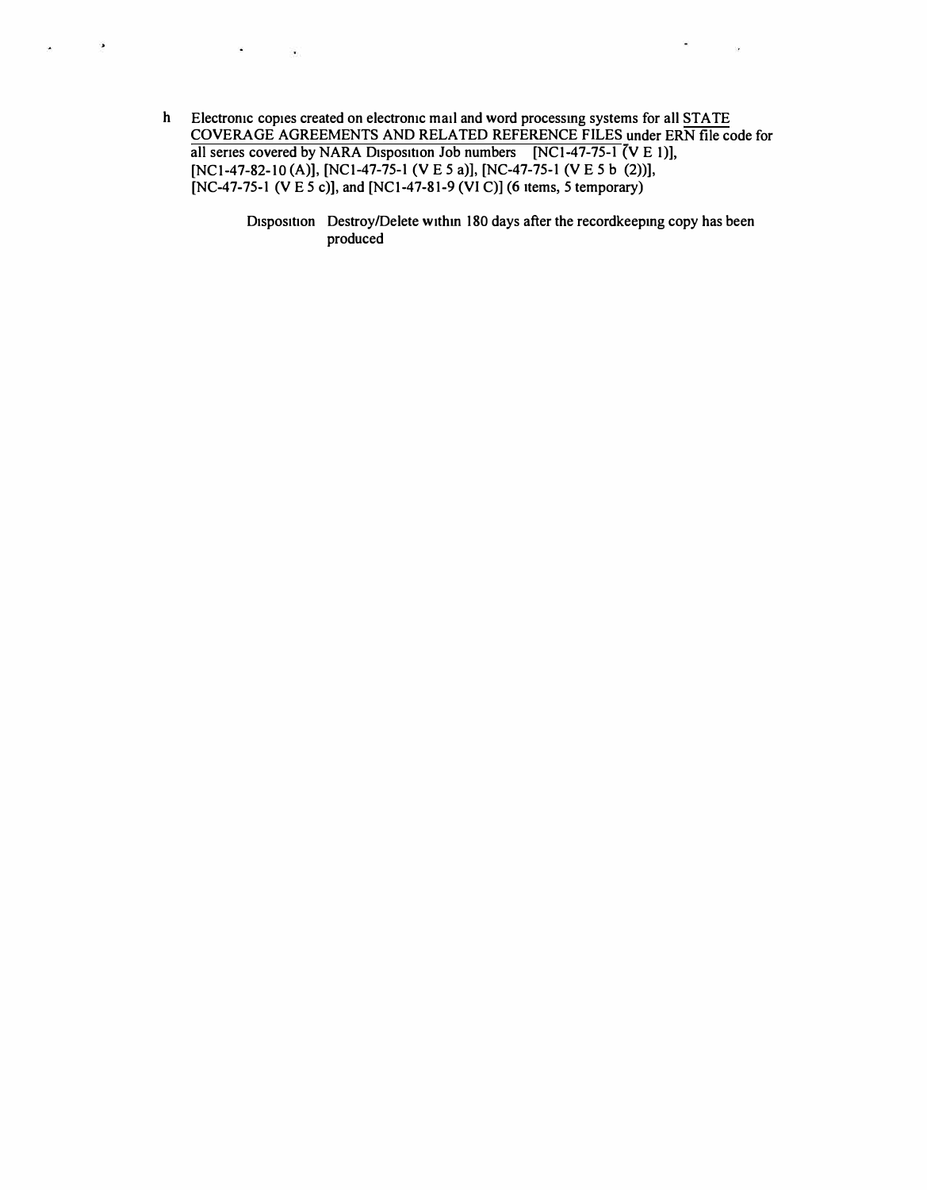h Electronic copies created on electronic mail and word processing systems for all <u>STATE COVERAGE AGREEMENTS AND RELATED REFERENCE FILES</u> under ERN file code for all series covered by NARA Disposition Job numbers [NC1-47-75-1 (V E 1)], [NC1-47-82-10 (A)], [NC1-47-75-1 (V E 5 a)], [NC-47-75-1 (V E 5 b (2))], [NC-47-75-1 (V E 5 c)], and [NC1-47-81-9 (VI C)] (6 items, 5 temporary)

Disposition Destroy/Delete within 180 days after the recordkeeping copy has been produced